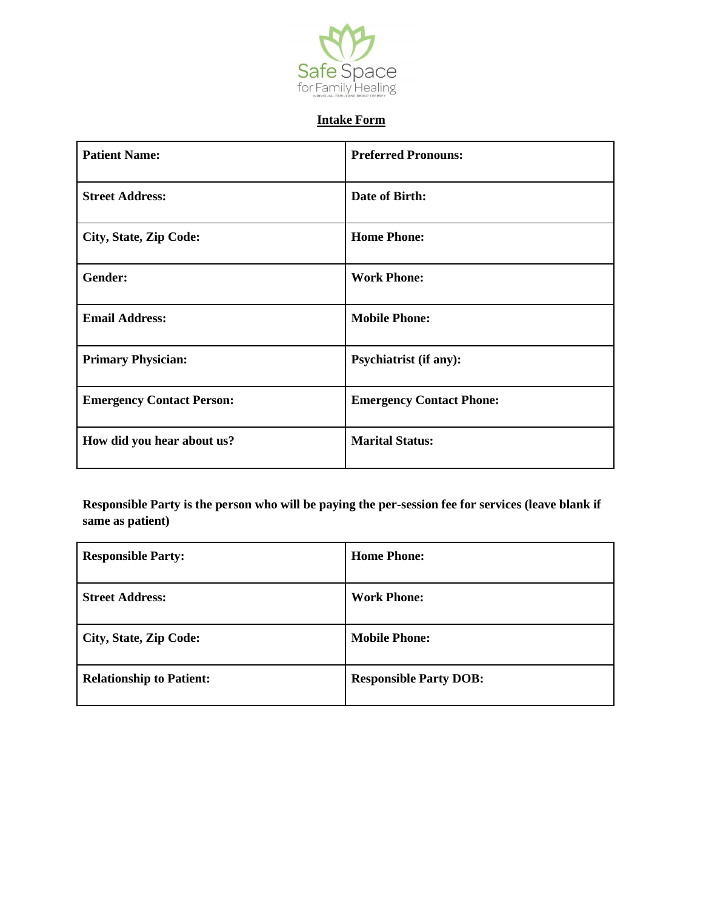Safe Space
for Family Healing
INDIVIDUAL, FAMILY AND GROUP THERAPY

## Intake Form

| Patient Name: | Preferred Pronouns: |
|---|---|
| Street Address: | Date of Birth: |
| City, State, Zip Code: | Home Phone: |
| Gender: | Work Phone: |
| Email Address: | Mobile Phone: |
| Primary Physician: | Psychiatrist (if any): |
| Emergency Contact Person: | Emergency Contact Phone: |
| How did you hear about us? | Marital Status: |

**Responsible Party is the person who will be paying the per-session fee for services (leave blank if same as patient)**

| Responsible Party: | Home Phone: |
|---|---|
| Street Address: | Work Phone: |
| City, State, Zip Code: | Mobile Phone: |
| Relationship to Patient: | Responsible Party DOB: |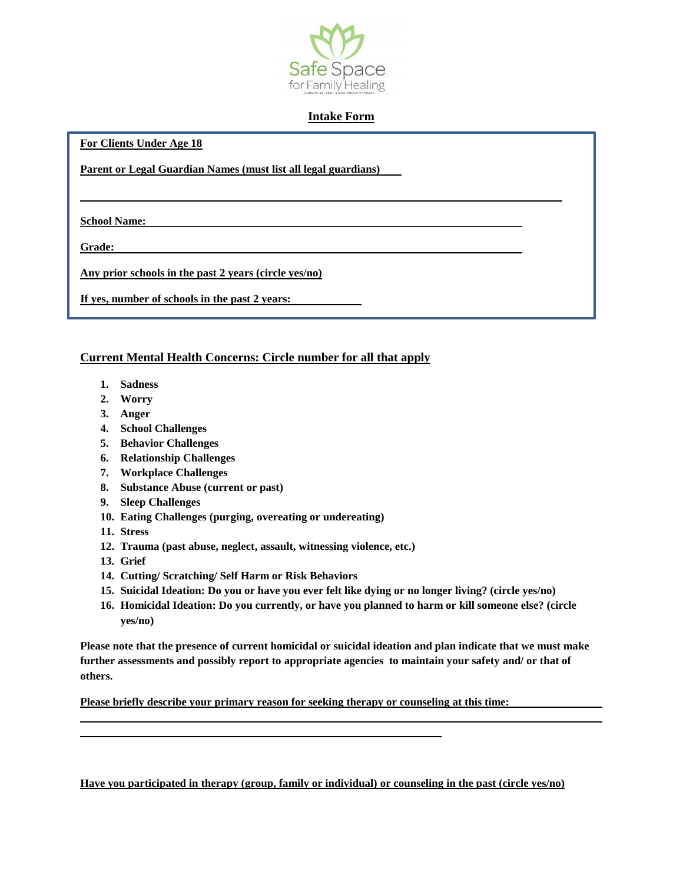Safe Space for Family Healing

INDIVIDUAL, FAMILY AND GROUP THERAPY

# Intake Form

**For Clients Under Age 18**

**Parent or Legal Guardian Names (must list all legal guardians)** ____

______________________________________________________________________________

**School Name:** ______________________________________________________________

**Grade:** ___________________________________________________________________

**Any prior schools in the past 2 years (circle yes/no)**

**If yes, number of schools in the past 2 years:** ____________

## Current Mental Health Concerns: Circle number for all that apply

1. **Sadness**
2. **Worry**
3. **Anger**
4. **School Challenges**
5. **Behavior Challenges**
6. **Relationship Challenges**
7. **Workplace Challenges**
8. **Substance Abuse (current or past)**
9. **Sleep Challenges**
10. **Eating Challenges (purging, overeating or undereating)**
11. **Stress**
12. **Trauma (past abuse, neglect, assault, witnessing violence, etc.)**
13. **Grief**
14. **Cutting/ Scratching/ Self Harm or Risk Behaviors**
15. **Suicidal Ideation: Do you or have you ever felt like dying or no longer living? (circle yes/no)**
16. **Homicidal Ideation: Do you currently, or have you planned to harm or kill someone else? (circle yes/no)**

**Please note that the presence of current homicidal or suicidal ideation and plan indicate that we must make further assessments and possibly report to appropriate agencies to maintain your safety and/ or that of others.**

**Please briefly describe your primary reason for seeking therapy or counseling at this time:** ________________

______________________________________________________________________________

________________________________________________________________

**Have you participated in therapy (group, family or individual) or counseling in the past (circle yes/no)**